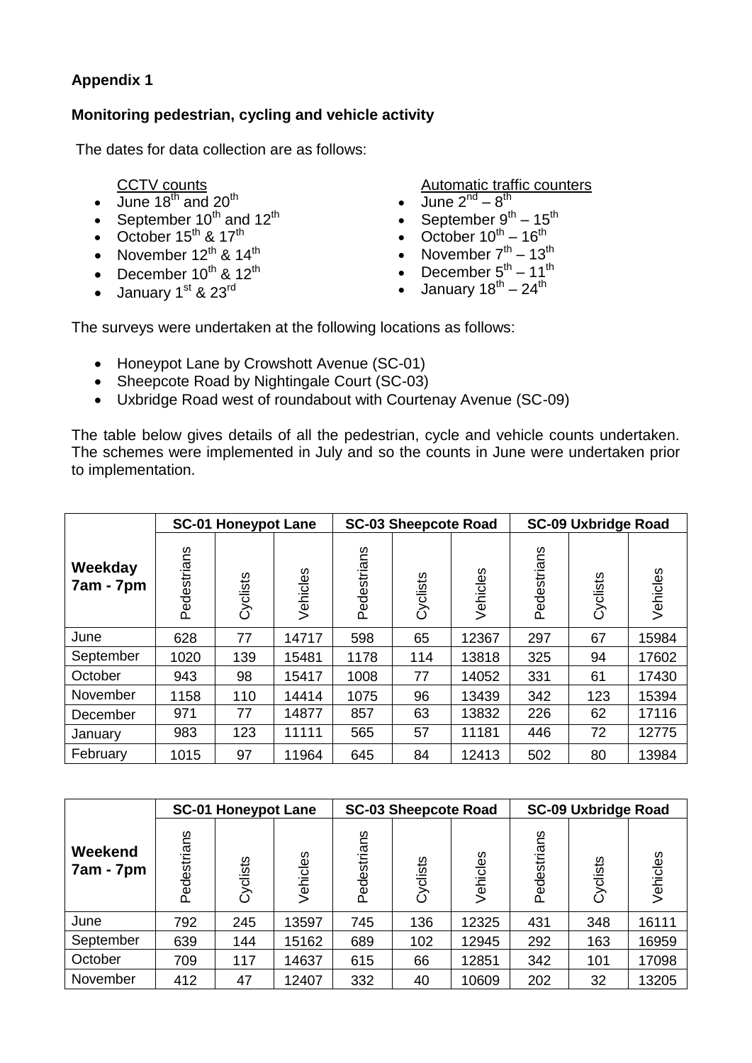**Appendix 1**

**Monitoring pedestrian, cycling and vehicle activity**

The dates for data collection are as follows:

CCTV counts

- June 18th and 20th
- September 10th and 12th
- October 15th & 17th
- November 12th & 14th
- December 10th & 12th
- January 1st & 23rd

Automatic traffic counters

- June 2nd – 8th
- September 9th – 15th
- October 10th – 16th
- November 7th – 13th
- December 5th – 11th
- January 18th – 24th

The surveys were undertaken at the following locations as follows:

- Honeypot Lane by Crowshott Avenue (SC-01)
- Sheepcote Road by Nightingale Court (SC-03)
- Uxbridge Road west of roundabout with Courtenay Avenue (SC-09)

The table below gives details of all the pedestrian, cycle and vehicle counts undertaken. The schemes were implemented in July and so the counts in June were undertaken prior to implementation.

| Weekday 7am - 7pm | SC-01 Honeypot Lane | | | SC-03 Sheepcote Road | | | SC-09 Uxbridge Road | | |
|---|---|---|---|---|---|---|---|---|---|
| | Pedestrians | Cyclists | Vehicles | Pedestrians | Cyclists | Vehicles | Pedestrians | Cyclists | Vehicles |
| June | 628 | 77 | 14717 | 598 | 65 | 12367 | 297 | 67 | 15984 |
| September | 1020 | 139 | 15481 | 1178 | 114 | 13818 | 325 | 94 | 17602 |
| October | 943 | 98 | 15417 | 1008 | 77 | 14052 | 331 | 61 | 17430 |
| November | 1158 | 110 | 14414 | 1075 | 96 | 13439 | 342 | 123 | 15394 |
| December | 971 | 77 | 14877 | 857 | 63 | 13832 | 226 | 62 | 17116 |
| January | 983 | 123 | 11111 | 565 | 57 | 11181 | 446 | 72 | 12775 |
| February | 1015 | 97 | 11964 | 645 | 84 | 12413 | 502 | 80 | 13984 |

| Weekend 7am - 7pm | SC-01 Honeypot Lane | | | SC-03 Sheepcote Road | | | SC-09 Uxbridge Road | | |
|---|---|---|---|---|---|---|---|---|---|
| | Pedestrians | Cyclists | Vehicles | Pedestrians | Cyclists | Vehicles | Pedestrians | Cyclists | Vehicles |
| June | 792 | 245 | 13597 | 745 | 136 | 12325 | 431 | 348 | 16111 |
| September | 639 | 144 | 15162 | 689 | 102 | 12945 | 292 | 163 | 16959 |
| October | 709 | 117 | 14637 | 615 | 66 | 12851 | 342 | 101 | 17098 |
| November | 412 | 47 | 12407 | 332 | 40 | 10609 | 202 | 32 | 13205 |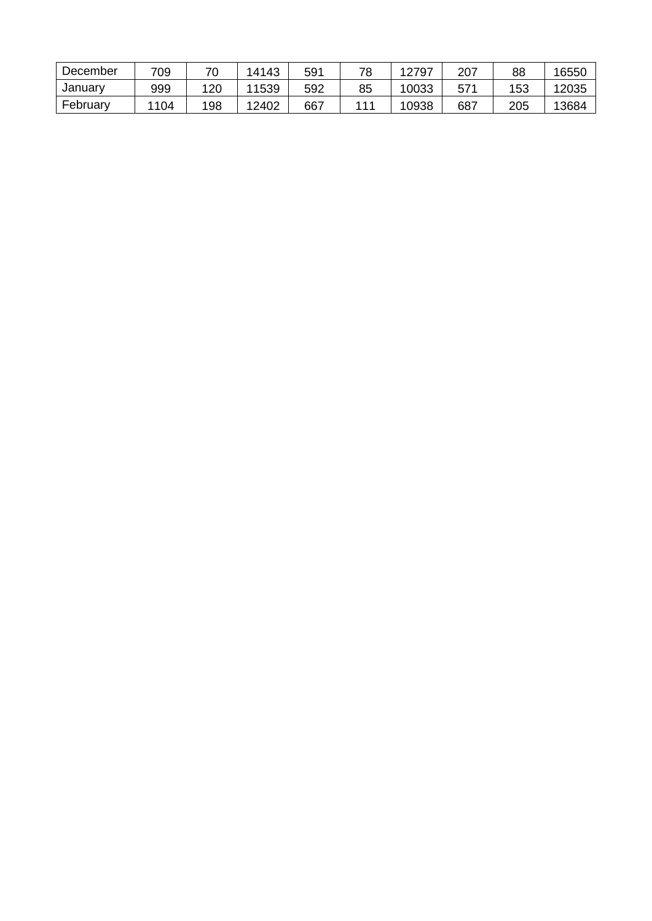| | | | | | | | | | |
|---|---|---|---|---|---|---|---|---|---|
| December | 709 | 70 | 14143 | 591 | 78 | 12797 | 207 | 88 | 16550 |
| January | 999 | 120 | 11539 | 592 | 85 | 10033 | 571 | 153 | 12035 |
| February | 1104 | 198 | 12402 | 667 | 111 | 10938 | 687 | 205 | 13684 |